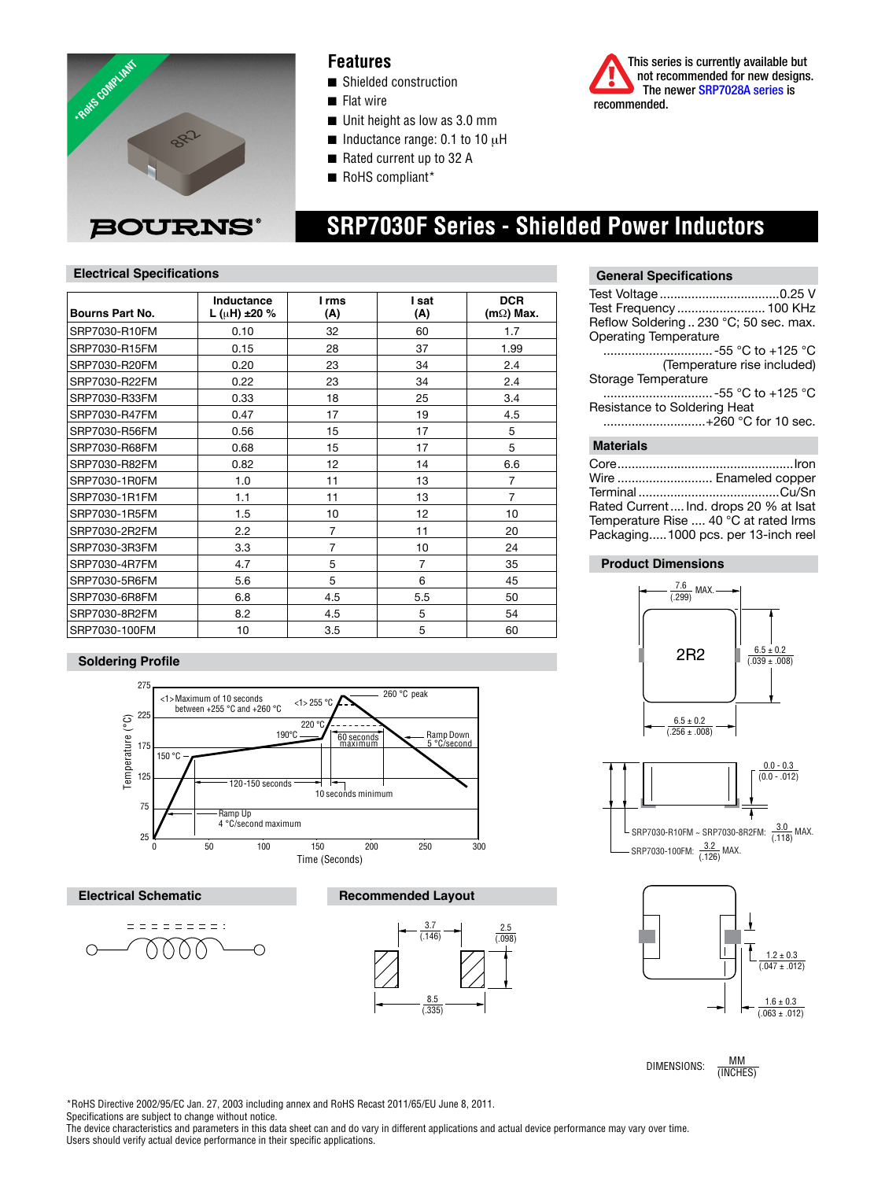*RoHS COMPLIANT

BOURNS®

## Features

- Shielded construction
- Flat wire
- Unit height as low as 3.0 mm
- Inductance range: 0.1 to 10 μH
- Rated current up to 32 A
- RoHS compliant*

This series is currently available but not recommended for new designs. The newer SRP7028A series is recommended.

# SRP7030F Series - Shielded Power Inductors

## Electrical Specifications

| Bourns Part No. | Inductance L (μH) ±20 % | I rms (A) | I sat (A) | DCR (mΩ) Max. |
|---|---|---|---|---|
| SRP7030-R10FM | 0.10 | 32 | 60 | 1.7 |
| SRP7030-R15FM | 0.15 | 28 | 37 | 1.99 |
| SRP7030-R20FM | 0.20 | 23 | 34 | 2.4 |
| SRP7030-R22FM | 0.22 | 23 | 34 | 2.4 |
| SRP7030-R33FM | 0.33 | 18 | 25 | 3.4 |
| SRP7030-R47FM | 0.47 | 17 | 19 | 4.5 |
| SRP7030-R56FM | 0.56 | 15 | 17 | 5 |
| SRP7030-R68FM | 0.68 | 15 | 17 | 5 |
| SRP7030-R82FM | 0.82 | 12 | 14 | 6.6 |
| SRP7030-1R0FM | 1.0 | 11 | 13 | 7 |
| SRP7030-1R1FM | 1.1 | 11 | 13 | 7 |
| SRP7030-1R5FM | 1.5 | 10 | 12 | 10 |
| SRP7030-2R2FM | 2.2 | 7 | 11 | 20 |
| SRP7030-3R3FM | 3.3 | 7 | 10 | 24 |
| SRP7030-4R7FM | 4.7 | 5 | 7 | 35 |
| SRP7030-5R6FM | 5.6 | 5 | 6 | 45 |
| SRP7030-6R8FM | 6.8 | 4.5 | 5.5 | 50 |
| SRP7030-8R2FM | 8.2 | 4.5 | 5 | 54 |
| SRP7030-100FM | 10 | 3.5 | 5 | 60 |

## General Specifications

Test Voltage .................................. 0.25 V
Test Frequency ......................... 100 KHz
Reflow Soldering .. 230 °C; 50 sec. max.
Operating Temperature
............................... -55 °C to +125 °C
(Temperature rise included)
Storage Temperature
............................... -55 °C to +125 °C
Resistance to Soldering Heat
............................. +260 °C for 10 sec.

## Materials

Core ................................................. Iron
Wire ........................... Enameled copper
Terminal ........................................ Cu/Sn
Rated Current .... Ind. drops 20 % at Isat
Temperature Rise .... 40 °C at rated Irms
Packaging ..... 1000 pcs. per 13-inch reel

## Soldering Profile

Temperature (°C) vs. Time (Seconds)

- <1> Maximum of 10 seconds between +255 °C and +260 °C
- <1> 255 °C
- 260 °C peak
- 220 °C
- 190°C
- 150 °C
- 60 seconds maximum
- Ramp Down 5 °C/second
- 120-150 seconds
- 10 seconds minimum
- Ramp Up 4 °C/second maximum

## Product Dimensions

- 7.6 (.299) MAX.
- 2R2
- 6.5 ± 0.2 (.039 ± .008)
- 6.5 ± 0.2 (.256 ± .008)
- 0.0 - 0.3 (0.0 - .012)
- SRP7030-R10FM ~ SRP7030-8R2FM: 3.0 (.118) MAX.
- SRP7030-100FM: 3.2 (.126) MAX.
- 1.2 ± 0.3 (.047 ± .012)
- 1.6 ± 0.3 (.063 ± .012)

DIMENSIONS: MM (INCHES)

## Electrical Schematic

## Recommended Layout

- 3.7 (.146)
- 2.5 (.098)
- 8.5 (.335)

*RoHS Directive 2002/95/EC Jan. 27, 2003 including annex and RoHS Recast 2011/65/EU June 8, 2011.
Specifications are subject to change without notice.
The device characteristics and parameters in this data sheet can and do vary in different applications and actual device performance may vary over time.
Users should verify actual device performance in their specific applications.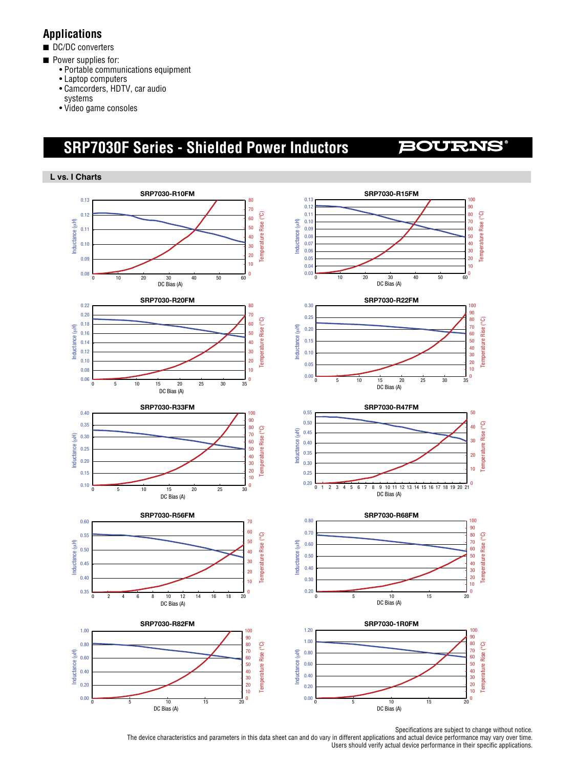## Applications

- DC/DC converters
- Power supplies for:
  - Portable communications equipment
  - Laptop computers
  - Camcorders, HDTV, car audio systems
  - Video game consoles

# SRP7030F Series - Shielded Power Inductors

BOURNS®

### L vs. I Charts

SRP7030-R10FM

SRP7030-R15FM

SRP7030-R20FM

SRP7030-R22FM

SRP7030-R33FM

SRP7030-R47FM

SRP7030-R56FM

SRP7030-R68FM

SRP7030-R82FM

SRP7030-1R0FM

Specifications are subject to change without notice.
The device characteristics and parameters in this data sheet can and do vary in different applications and actual device performance may vary over time.
Users should verify actual device performance in their specific applications.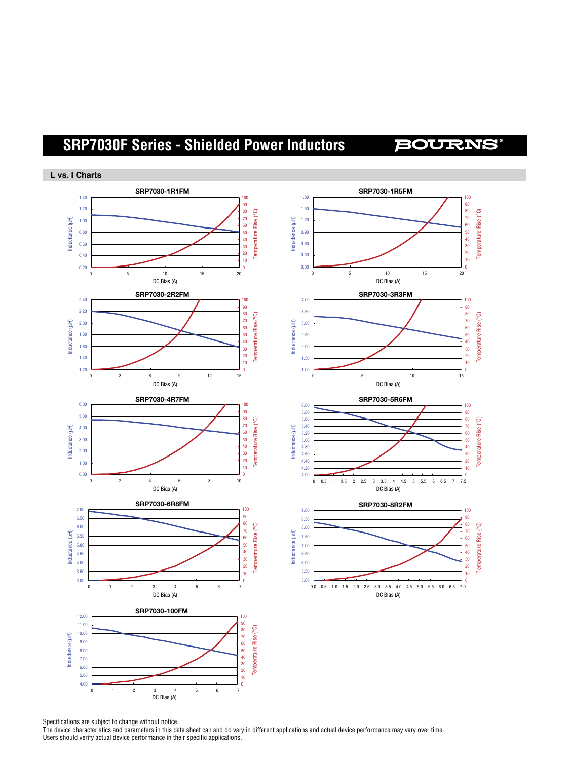## L vs. I Charts

SRP7030-1R1FM

SRP7030-1R5FM

SRP7030-2R2FM

SRP7030-3R3FM

SRP7030-4R7FM

SRP7030-5R6FM

SRP7030-6R8FM

SRP7030-8R2FM

SRP7030-100FM

Specifications are subject to change without notice.
The device characteristics and parameters in this data sheet can and do vary in different applications and actual device performance may vary over time.
Users should verify actual device performance in their specific applications.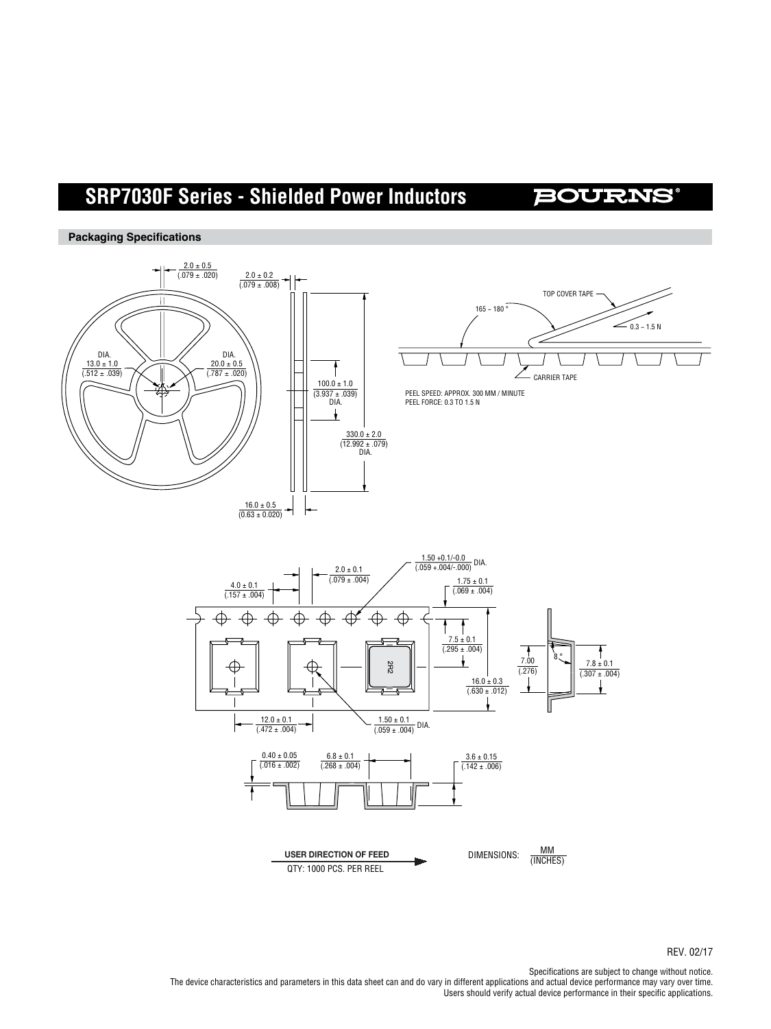# SRP7030F Series - Shielded Power Inductors

**BOURNS®**

## Packaging Specifications

2.0 ± 0.5
(.079 ± .020)

2.0 ± 0.2
(.079 ± .008)

DIA.
13.0 ± 1.0
(.512 ± .039)

DIA.
20.0 ± 0.5
(.787 ± .020)

100.0 ± 1.0
(3.937 ± .039)
DIA.

330.0 ± 2.0
(12.992 ± .079)
DIA.

16.0 ± 0.5
(0.63 ± 0.020)

TOP COVER TAPE

165 ~ 180 °

0.3 ~ 1.5 N

CARRIER TAPE

PEEL SPEED: APPROX. 300 MM / MINUTE
PEEL FORCE: 0.3 TO 1.5 N

1.50 +0.1/-0.0
(.059 +.004/-.000) DIA.

2.0 ± 0.1
(.079 ± .004)

4.0 ± 0.1
(.157 ± .004)

1.75 ± 0.1
(.069 ± .004)

7.5 ± 0.1
(.295 ± .004)

2R2

16.0 ± 0.3
(.630 ± .012)

7.00
(.276)

8 °

7.8 ± 0.1
(.307 ± .004)

12.0 ± 0.1
(.472 ± .004)

1.50 ± 0.1
(.059 ± .004) DIA.

0.40 ± 0.05
(.016 ± .002)

6.8 ± 0.1
(.268 ± .004)

3.6 ± 0.15
(.142 ± .006)

**USER DIRECTION OF FEED**

QTY: 1000 PCS. PER REEL

DIMENSIONS: MM / (INCHES)

REV. 02/17

Specifications are subject to change without notice.
The device characteristics and parameters in this data sheet can and do vary in different applications and actual device performance may vary over time.
Users should verify actual device performance in their specific applications.